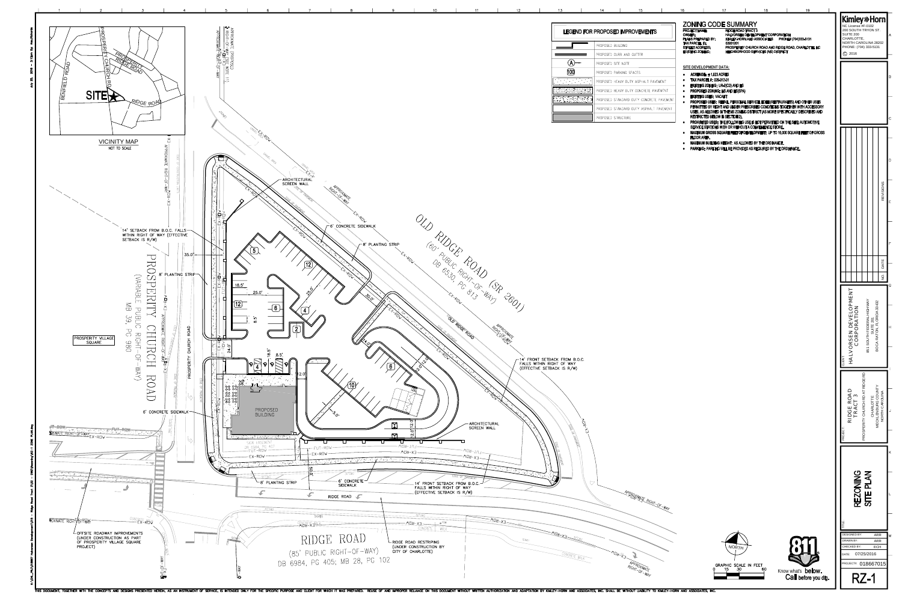## ZONING CODE SUMMARY

PROJECT NAME: RIDGE ROAD TRACT 3
OWNER: HALVORSEN DEVELOPMENT CORPORATION
PLANS PREPARED BY: KIMLEY-HORN AND ASSOCIATES PHONE: (704)333-5131
TAX PARCEL ID: 02901201
STREET ADDRESS: PROSPERITY CHURCH ROAD AND RIDGE ROAD, CHARLOTTE, NC
EXISTING ZONING: NEIGHBORHOOD SERVICES (NS) DISTRICT

### SITE DEVELOPMENT DATA:

- ACREAGE: ±1.623 ACRES
- TAX PARCEL #: 029-012-01
- EXISTING ZONING: UR-2(CD) AND NS
- PROPOSED ZONING: NS AND NS(SPA)
- EXISTING USES: VACANT
- PROPOSED USES: RETAIL, PERSONAL SERVICE, EDEE (RESTAURANTS) AND OTHER USES PERMITTED BY RIGHT AND UNDER PRESCRIBED CONDITIONS TOGETHER WITH ACCESSORY USES, AS ALLOWED IN THE NS ZONING DISTRICT (AS MORE SPECIFICALLY DESCRIBED AND RESTRICTED BELOW IN SECTION 2).
- PROHIBITED USES: THE FOLLOWING USE IS NOT PERMITTED ON THE SITE: AUTOMOTIVE SERVICE STATIONS WITH OR WITHOUT A CONVENIENCE STORE.
- MAXIMUM GROSS SQUARE FEET OF DEVELOPMENT: UP TO 15,000 SQUARE FEET OF GROSS FLOOR AREA.
- MAXIMUM BUILDING HEIGHT: AS ALLOWED BY THE ORDINANCE.
- PARKING: PARKING WILL BE PROVIDED AS REQUIRED BY THE ORDINANCE.

## LEGEND FOR PROPOSED IMPROVEMENTS

| Symbol | Description |
|---|---|
| | PROPOSED BUILDING |
| | PROPOSED CURB AND GUTTER |
| (A) | PROPOSED SITE NOTE |
| 100 | PROPOSED PARKING SPACES |
| | PROPOSED HEAVY DUTY ASPHALT PAVEMENT |
| | PROPOSED HEAVY DUTY CONCRETE PAVEMENT |
| | PROPOSED STANDARD DUTY CONCRETE PAVEMENT |
| | PROPOSED STANDARD DUTY ASPHALT PAVEMENT |
| | PROPOSED STRUCTURAL |

VICINITY MAP
NOT TO SCALE

PROSPERITY CHURCH RD · PROSPERITY RIDGE ROAD · BENFIELD ROAD · RIDGE ROAD · SITE

OLD RIDGE ROAD (SR 2601)
(60' PUBLIC RIGHT-OF-WAY)
DB 6530, PG 813

PROSPERITY CHURCH ROAD
(VARIABLE PUBLIC RIGHT-OF-WAY)
MB 39, PG 980

RIDGE ROAD
(85' PUBLIC RIGHT-OF-WAY)
DB 6984, PG 405; MB 28, PG 102

PROSPERITY VILLAGE SQUARE

PROPOSED BUILDING

- ARCHITECTURAL SCREEN WALL
- 6' CONCRETE SIDEWALK
- 8' PLANTING STRIP
- 14' SETBACK FROM B.O.C. FALLS WITHIN RIGHT OF WAY (EFFECTIVE SETBACK IS R/W)
- 14' FRONT SETBACK FROM B.O.C. FALLS WITHIN RIGHT OF WAY (EFFECTIVE SETBACK IS R/W)
- OFFSITE ROADWAY IMPROVEMENTS (UNDER CONSTRUCTION AS PART OF PROSPERITY VILLAGE SQUARE PROJECT)
- RIDGE ROAD RESTRIPING (UNDER CONSTRUCTION BY CITY OF CHARLOTTE)
- APPROXIMATE RIGHT-OF-WAY

GRAPHIC SCALE IN FEET: 0 15 30 60

Know what's below. Call before you dig.

Kimley»Horn
NC License #F-0102
200 SOUTH TRYON ST. SUITE 200
CHARLOTTE, NORTH CAROLINA 28202
PHONE: (704) 333-5131
© 2016

CLIENT: HALVORSEN DEVELOPMENT CORPORATION, 851 SOUTH FEDERAL HIGHWAY, SUITE 201, BOCA RATON, FLORIDA 33432

PROJECT: RIDGE ROAD TRACT 3, PROSPERITY CHURCH RD AT RIDGE RD, CHARLOTTE, MECKLENBURG COUNTY, NORTH CAROLINA

TITLE: REZONING SITE PLAN

| | |
|---|---|
| DESIGNED BY: | ARR |
| DRAWN BY: | ARR |
| CHECKED BY: | ECH |
| DATE: | 07/25/2016 |
| PROJECT: | 018667015 |

RZ-1

THIS DOCUMENT, TOGETHER WITH THE CONCEPTS AND DESIGNS PRESENTED HEREIN, AS AN INSTRUMENT OF SERVICE, IS INTENDED ONLY FOR THE SPECIFIC PURPOSE AND CLIENT FOR WHICH IT WAS PREPARED. REUSE OF AND IMPROPER RELIANCE ON THIS DOCUMENT WITHOUT WRITTEN AUTHORIZATION AND ADAPTATION BY KIMLEY-HORN AND ASSOCIATES, INC. SHALL BE WITHOUT LIABILITY TO KIMLEY-HORN AND ASSOCIATES, INC.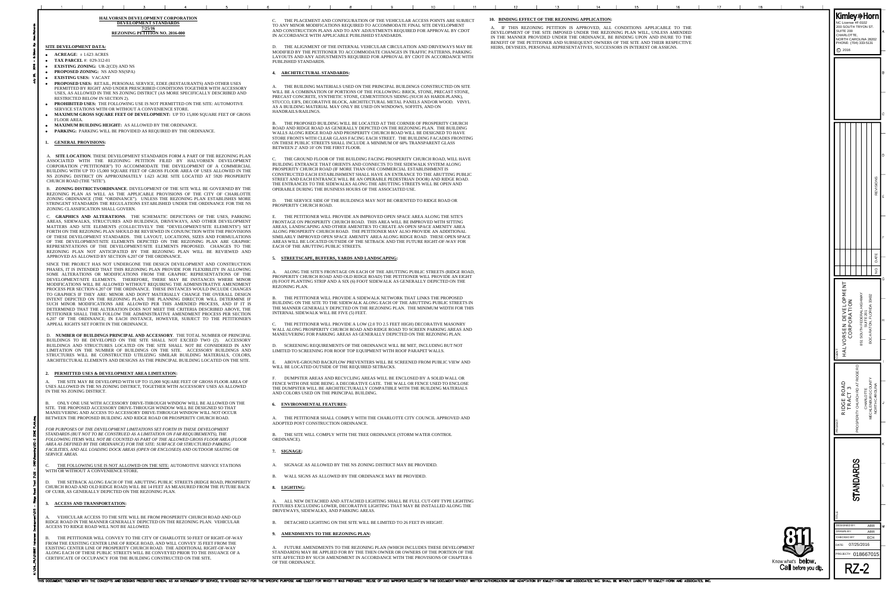**HALVORSEN DEVELOPMENT CORPORATION**
**DEVELOPMENT STANDARDS**
**7/25/16**
**REZONING PETITION NO. 2016-000**

**SITE DEVELOPMENT DATA:**

- **ACREAGE:** ± 1.623 ACRES
- **TAX PARCEL #:** 029-312-01
- **EXISTING ZONING:** UR-2(CD) AND NS
- **PROPOSED ZONING:** NS AND NS(SPA)
- **EXISTING USES:** VACANT
- **PROPOSED USES:** RETAIL, PERSONAL SERVICE, EDEE (RESTAURANTS) AND OTHER USES PERMITTED BY RIGHT AND UNDER PRESCRIBED CONDITIONS TOGETHER WITH ACCESSORY USES, AS ALLOWED IN THE NS ZONING DISTRICT (AS MORE SPECIFICALLY DESCRIBED AND RESTRICTED BELOW IN SECTION 2).
- **PROHIBITED USES:** THE FOLLOWING USE IS NOT PERMITTED ON THE SITE: AUTOMOTIVE SERVICE STATIONS WITH OR WITHOUT A CONVENIENCE STORE.
- **MAXIMUM GROSS SQUARE FEET OF DEVELOPMENT:** UP TO 15,000 SQUARE FEET OF GROSS FLOOR AREA.
- **MAXIMUM BUILDING HEIGHT:** AS ALLOWED BY THE ORDINANCE.
- **PARKING:** PARKING WILL BE PROVIDED AS REQUIRED BY THE ORDINANCE.

**1. GENERAL PROVISIONS:**

A. **SITE LOCATION**. THESE DEVELOPMENT STANDARDS FORM A PART OF THE REZONING PLAN ASSOCIATED WITH THE REZONING PETITION FILED BY HALVORSEN DEVELOPMENT CORPORATION ("PETITIONER") TO ACCOMMODATE THE DEVELOPMENT OF A COMMERCIAL BUILDING WITH UP TO 15,000 SQUARE FEET OF GROSS FLOOR AREA OF USES ALLOWED IN THE NS ZONING DISTRICT ON APPROXIMATELY 1.623 ACRE SITE LOCATED AT 5920 PROSPERITY CHURCH ROAD (THE "SITE").

B. **ZONING DISTRICTS/ORDINANCE**. DEVELOPMENT OF THE SITE WILL BE GOVERNED BY THE REZONING PLAN AS WELL AS THE APPLICABLE PROVISIONS OF THE CITY OF CHARLOTTE ZONING ORDINANCE (THE "ORDINANCE"). UNLESS THE REZONING PLAN ESTABLISHES MORE STRINGENT STANDARDS THE REGULATIONS ESTABLISHED UNDER THE ORDINANCE FOR THE NS ZONING CLASSIFICATION SHALL GOVERN.

C. **GRAPHICS AND ALTERATIONS**. THE SCHEMATIC DEPICTIONS OF THE USES, PARKING AREAS, SIDEWALKS, STRUCTURES AND BUILDINGS, DRIVEWAYS, AND OTHER DEVELOPMENT MATTERS AND SITE ELEMENTS (COLLECTIVELY THE "DEVELOPMENT/SITE ELEMENTS") SET FORTH ON THE REZONING PLAN SHOULD BE REVIEWED IN CONJUNCTION WITH THE PROVISIONS OF THESE DEVELOPMENT STANDARDS. THE LAYOUT, LOCATIONS, SIZES AND FORMULATIONS OF THE DEVELOPMENT/SITE ELEMENTS DEPICTED ON THE REZONING PLAN ARE GRAPHIC REPRESENTATIONS OF THE DEVELOPMENT/SITE ELEMENTS PROPOSED. CHANGES TO THE REZONING PLAN NOT ANTICIPATED BY THE REZONING PLAN WILL BE REVIEWED AND APPROVED AS ALLOWED BY SECTION 6.207 OF THE ORDINANCE.

SINCE THE PROJECT HAS NOT UNDERGONE THE DESIGN DEVELOPMENT AND CONSTRUCTION PHASES, IT IS INTENDED THAT THIS REZONING PLAN PROVIDE FOR FLEXIBILITY IN ALLOWING SOME ALTERATIONS OR MODIFICATIONS FROM THE GRAPHIC REPRESENTATIONS OF THE DEVELOPMENT/SITE ELEMENTS. THEREFORE, THERE MAY BE INSTANCES WHERE MINOR MODIFICATIONS WILL BE ALLOWED WITHOUT REQUIRING THE ADMINISTRATIVE AMENDMENT PROCESS PER SECTION 6.207 OF THE ORDINANCE. THESE INSTANCES WOULD INCLUDE CHANGES TO GRAPHICS IF THEY ARE: MINOR AND DON'T MATERIALLY CHANGE THE OVERALL DESIGN INTENT DEPICTED ON THE REZONING PLAN. THE PLANNING DIRECTOR WILL DETERMINE IF SUCH MINOR MODIFICATIONS ARE ALLOWED PER THIS AMENDED PROCESS, AND IF IT IS DETERMINED THAT THE ALTERATION DOES NOT MEET THE CRITERIA DESCRIBED ABOVE, THE PETITIONER SHALL THEN FOLLOW THE ADMINISTRATIVE AMENDMENT PROCESS PER SECTION 6.207 OF THE ORDINANCE; IN EACH INSTANCE, HOWEVER, SUBJECT TO THE PETITIONER'S APPEAL RIGHTS SET FORTH IN THE ORDINANCE.

D. **NUMBER OF BUILDINGS PRINCIPAL AND ACCESSORY**. THE TOTAL NUMBER OF PRINCIPAL BUILDINGS TO BE DEVELOPED ON THE SITE SHALL NOT EXCEED TWO (2). ACCESSORY BUILDINGS AND STRUCTURES LOCATED ON THE SITE SHALL NOT BE CONSIDERED IN ANY LIMITATION ON THE NUMBER OF BUILDINGS ON THE SITE. ACCESSORY BUILDINGS AND STRUCTURES WILL BE CONSTRUCTED UTILIZING SIMILAR BUILDING MATERIALS, COLORS, ARCHITECTURAL ELEMENTS AND DESIGNS AS THE PRINCIPAL BUILDING LOCATED ON THE SITE.

**2. PERMITTED USES & DEVELOPMENT AREA LIMITATION:**

A. THE SITE MAY BE DEVELOPED WITH UP TO 15,000 SQUARE FEET OF GROSS FLOOR AREA OF USES ALLOWED IN THE NS ZONING DISTRICT, TOGETHER WITH ACCESSORY USES AS ALLOWED IN THE NS ZONING DISTRICT.

B. ONLY ONE USE WITH ACCESSORY DRIVE-THROUGH WINDOW WILL BE ALLOWED ON THE SITE. THE PROPOSED ACCESSORY DRIVE-THROUGH WINDOW WILL BE DESIGNED SO THAT MANEUVERING AND ACCESS TO ACCESSORY DRIVE-THROUGH WINDOW WILL NOT OCCUR BETWEEN THE PROPOSED BUILDING AND RIDGE ROAD OR PROSPERITY CHURCH ROAD.

*FOR PURPOSES OF THE DEVELOPMENT LIMITATIONS SET FORTH IN THESE DEVELOPMENT STANDARDS (BUT NOT TO BE CONSTRUED AS A LIMITATION ON FAR REQUIREMENTS), THE FOLLOWING ITEMS WILL NOT BE COUNTED AS PART OF THE ALLOWED GROSS FLOOR AREA (FLOOR AREA AS DEFINED BY THE ORDINANCE) FOR THE SITE: SURFACE OR STRUCTURED PARKING FACILITIES, AND ALL LOADING DOCK AREAS (OPEN OR ENCLOSED) AND OUTDOOR SEATING OR SERVICE AREAS.*

C. THE FOLLOWING USE IS NOT ALLOWED ON THE SITE: AUTOMOTIVE SERVICE STATIONS WITH OR WITHOUT A CONVENIENCE STORE.

D. THE SETBACK ALONG EACH OF THE ABUTTING PUBLIC STREETS (RIDGE ROAD, PROSPERITY CHURCH ROAD AND OLD RIDGE ROAD) WILL BE 14 FEET AS MEASURED FROM THE FUTURE BACK OF CURB, AS GENERALLY DEPICTED ON THE REZONING PLAN.

**3. ACCESS AND TRANSPORTATION:**

A. VEHICULAR ACCESS TO THE SITE WILL BE FROM PROSPERITY CHURCH ROAD AND OLD RIDGE ROAD IN THE MANNER GENERALLY DEPICTED ON THE REZONING PLAN. VEHICULAR ACCESS TO RIDGE ROAD WILL NOT BE ALLOWED.

B. THE PETITIONER WILL CONVEY TO THE CITY OF CHARLOTTE 50 FEET OF RIGHT-OF-WAY FROM THE EXISTING CENTER LINE OF RIDGE ROAD, AND WILL CONVEY 35 FEET FROM THE EXISTING CENTER LINE OF PROSPERITY CHURCH ROAD. THE ADDITIONAL RIGHT-OF-WAY ALONG EACH OF THESE PUBLIC STREETS WILL BE CONVEYED PRIOR TO THE ISSUANCE OF A CERTIFICATE OF OCCUPANCY FOR THE BUILDING CONSTRUCTED ON THE SITE.

C. THE PLACEMENT AND CONFIGURATION OF THE VEHICULAR ACCESS POINTS ARE SUBJECT TO ANY MINOR MODIFICATIONS REQUIRED TO ACCOMMODATE FINAL SITE DEVELOPMENT AND CONSTRUCTION PLANS AND TO ANY ADJUSTMENTS REQUIRED FOR APPROVAL BY CDOT IN ACCORDANCE WITH APPLICABLE PUBLISHED STANDARDS.

D. THE ALIGNMENT OF THE INTERNAL VEHICULAR CIRCULATION AND DRIVEWAYS MAY BE MODIFIED BY THE PETITIONER TO ACCOMMODATE CHANGES IN TRAFFIC PATTERNS, PARKING LAYOUTS AND ANY ADJUSTMENTS REQUIRED FOR APPROVAL BY CDOT IN ACCORDANCE WITH PUBLISHED STANDARDS.

**4. ARCHITECTURAL STANDARDS:**

A. THE BUILDING MATERIALS USED ON THE PRINCIPAL BUILDINGS CONSTRUCTED ON SITE WILL BE A COMBINATION OF PORTIONS OF THE FOLLOWING: BRICK, STONE, PRECAST STONE, PRECAST CONCRETE, SYNTHETIC STONE, CEMENTITIOUS SIDING (SUCH AS HARDI-PLANK), STUCCO, EIFS, DECORATIVE BLOCK, ARCHITECTURAL METAL PANELS AND/OR WOOD. VINYL AS A BUILDING MATERIAL MAY ONLY BE USED ON WINDOWS, SOFFITS, AND ON HANDRAILS/RAILINGS.

B. THE PROPOSED BUILDING WILL BE LOCATED AT THE CORNER OF PROSPERITY CHURCH ROAD AND RIDGE ROAD AS GENERALLY DEPICTED ON THE REZONING PLAN. THE BUILDING WALLS ALONG RIDGE ROAD AND PROSPERITY CHURCH ROAD WILL BE DESIGNED TO HAVE STORE FRONTS WITH CLEAR GLASS FACING EACH STREET. THE BUILDING FACADES FRONTING ON THESE PUBLIC STREETS SHALL INCLUDE A MINIMUM OF 60% TRANSPARENT GLASS BETWEEN 2' AND 10' ON THE FIRST FLOOR.

C. THE GROUND FLOOR OF THE BUILDING FACING PROSPERITY CHURCH ROAD, WILL HAVE BUILDING ENTRANCE THAT ORIENTS AND CONNECTS TO THE SIDEWALK SYSTEM ALONG PROSPERITY CHURCH ROAD (IF MORE THAN ONE COMMERCIAL ESTABLISHMENT IS CONSTRUCTED EACH ESTABLISHMENT SHALL HAVE AN ENTRANCE TO THE ABUTTING PUBLIC STREET AND EACH ENTRANCE WILL BE AN OPERABLE PEDESTRIAN DOOR) AND RIDGE ROAD. THE ENTRANCES TO THE SIDEWALKS ALONG THE ABUTTING STREETS WILL BE OPEN AND OPERABLE DURING THE BUSINESS HOURS OF THE ASSOCIATED USE.

D. THE SERVICE SIDE OF THE BUILDINGS MAY NOT BE ORIENTED TO RIDGE ROAD OR PROSPERITY CHURCH ROAD.

E. THE PETITIONER WILL PROVIDE AN IMPROVED OPEN SPACE AREA ALONG THE SITE'S FRONTAGE ON PROSPERITY CHURCH ROAD. THIS AREA WILL BE IMPROVED WITH SITTING AREAS, LANDSCAPING AND OTHER AMENITIES TO CREATE AN OPEN SPACE AMENITY AREA ALONG PROSPERITY CHURCH ROAD. THE PETITIONER MAY ALSO PROVIDE AN ADDITIONAL SIMILARLY IMPROVED OPEN SPACE AMENITY AREA ALONG RIDGE ROAD. THESE OPEN SPACE AREAS WILL BE LOCATED OUTSIDE OF THE SETBACK AND THE FUTURE RIGHT-OF-WAY FOR EACH OF THE ABUTTING PUBLIC STREETS.

**5. STREETSCAPE, BUFFERS, YARDS AND LANDSCAPING:**

A. ALONG THE SITE'S FRONTAGE ON EACH OF THE ABUTTING PUBLIC STREETS (RIDGE ROAD, PROSPERITY CHURCH ROAD AND OLD RIDGE ROAD) THE PETITIONER WILL PROVIDE AN EIGHT (8) FOOT PLANTING STRIP AND A SIX (6) FOOT SIDEWALK AS GENERALLY DEPICTED ON THE REZONING PLAN.

B. THE PETITIONER WILL PROVIDE A SIDEWALK NETWORK THAT LINKS THE PROPOSED BUILDING ON THE SITE TO THE SIDEWALK ALONG EACH OF THE ABUTTING PUBLIC STREETS IN THE MANNER GENERALLY DEPICTED ON THE REZONING PLAN. THE MINIMUM WIDTH FOR THIS INTERNAL SIDEWALK WILL BE FIVE (5) FEET.

C. THE PETITIONER WILL PROVIDE A LOW (2.0 TO 2.5 FEET HIGH) DECORATIVE MASONRY WALL ALONG PROSPERITY CHURCH ROAD AND RIDGE ROAD TO SCREEN PARKING AREAS AND MANEUVERING FOR PARKING AREAS AS GENERALLY DEPICTED ON THE REZONING PLAN.

D. SCREENING REQUIREMENTS OF THE ORDINANCE WILL BE MET, INCLUDING BUT NOT LIMITED TO SCREENING FOR ROOF TOP EQUIPMENT WITH ROOF PARAPET WALLS.

E. ABOVE-GROUND BACKFLOW PREVENTERS WILL BE SCREENED FROM PUBLIC VIEW AND WILL BE LOCATED OUTSIDE OF THE REQUIRED SETBACKS.

F. DUMPSTER AREAS AND RECYCLING AREAS WILL BE ENCLOSED BY A SOLID WALL OR FENCE WITH ONE SIDE BEING A DECORATIVE GATE. THE WALL OR FENCE USED TO ENCLOSE THE DUMPSTER WILL BE ARCHITECTURALLY COMPATIBLE WITH THE BUILDING MATERIALS AND COLORS USED ON THE PRINCIPAL BUILDING.

**6. ENVIRONMENTAL FEATURES:**

A. THE PETITIONER SHALL COMPLY WITH THE CHARLOTTE CITY COUNCIL APPROVED AND ADOPTED POST CONSTRUCTION ORDINANCE.

B. THE SITE WILL COMPLY WITH THE TREE ORDINANCE (STORM WATER CONTROL ORDINANCE).

**7. SIGNAGE:**

A. SIGNAGE AS ALLOWED BY THE NS ZONING DISTRICT MAY BE PROVIDED.

B. WALL SIGNS AS ALLOWED BY THE ORDINANCE MAY BE PROVIDED.

**8. LIGHTING:**

A. ALL NEW DETACHED AND ATTACHED LIGHTING SHALL BE FULL CUT-OFF TYPE LIGHTING FIXTURES EXCLUDING LOWER, DECORATIVE LIGHTING THAT MAY BE INSTALLED ALONG THE DRIVEWAYS, SIDEWALKS, AND PARKING AREAS.

B. DETACHED LIGHTING ON THE SITE WILL BE LIMITED TO 26 FEET IN HEIGHT.

**9. AMENDMENTS TO THE REZONING PLAN:**

A. FUTURE AMENDMENTS TO THE REZONING PLAN (WHICH INCLUDES THESE DEVELOPMENT STANDARDS) MAY BE APPLIED FOR BY THE THEN OWNER OR OWNERS OF THE PORTION OF THE SITE AFFECTED BY SUCH AMENDMENT IN ACCORDANCE WITH THE PROVISIONS OF CHAPTER 6 OF THE ORDINANCE.

**10. BINDING EFFECT OF THE REZONING APPLICATION:**

A. IF THIS REZONING PETITION IS APPROVED, ALL CONDITIONS APPLICABLE TO THE DEVELOPMENT OF THE SITE IMPOSED UNDER THE REZONING PLAN WILL, UNLESS AMENDED IN THE MANNER PROVIDED UNDER THE ORDINANCE, BE BINDING UPON AND INURE TO THE BENEFIT OF THE PETITIONER AND SUBSEQUENT OWNERS OF THE SITE AND THEIR RESPECTIVE HEIRS, DEVISEES, PERSONAL REPRESENTATIVES, SUCCESSORS IN INTEREST OR ASSIGNS.

Know what's **below.** **Call** before you dig.

Kimley»Horn
NC License #F-0102
200 SOUTH TRYON ST. SUITE 200
CHARLOTTE, NORTH CAROLINA 28202
PHONE: (704) 333-5131
© 2016

| NO. | DATE | REVISIONS |
|---|---|---|

CLIENT: HALVORSEN DEVELOPMENT CORPORATION
801 SOUTH FEDERAL HIGHWAY SUITE 201
BOCA RATON, FLORIDA 33432

PROJECT: RIDGE ROAD TRACT 3
PROSPERITY CHURCH RD AT RIDGE RD
CHARLOTTE, MECKLENBURG COUNTY NORTH CAROLINA

TITLE: STANDARDS

| | |
|---|---|
| DESIGNED BY: | ARR |
| DRAWN BY: | ARR |
| CHECKED BY: | ECH |
| DATE: | 07/25/2016 |
| PROJECT# | 018667015 |

RZ-2

THIS DOCUMENT, TOGETHER WITH THE CONCEPTS AND DESIGNS PRESENTED HEREIN, AS AN INSTRUMENT OF SERVICE, IS INTENDED ONLY FOR THE SPECIFIC PURPOSE AND CLIENT FOR WHICH IT WAS PREPARED. REUSE OF AND IMPROPER RELIANCE ON THIS DOCUMENT WITHOUT WRITTEN AUTHORIZATION AND ADAPTATION BY KIMLEY-HORN AND ASSOCIATES, INC. SHALL BE WITHOUT LIABILITY TO KIMLEY-HORN AND ASSOCIATES, INC.